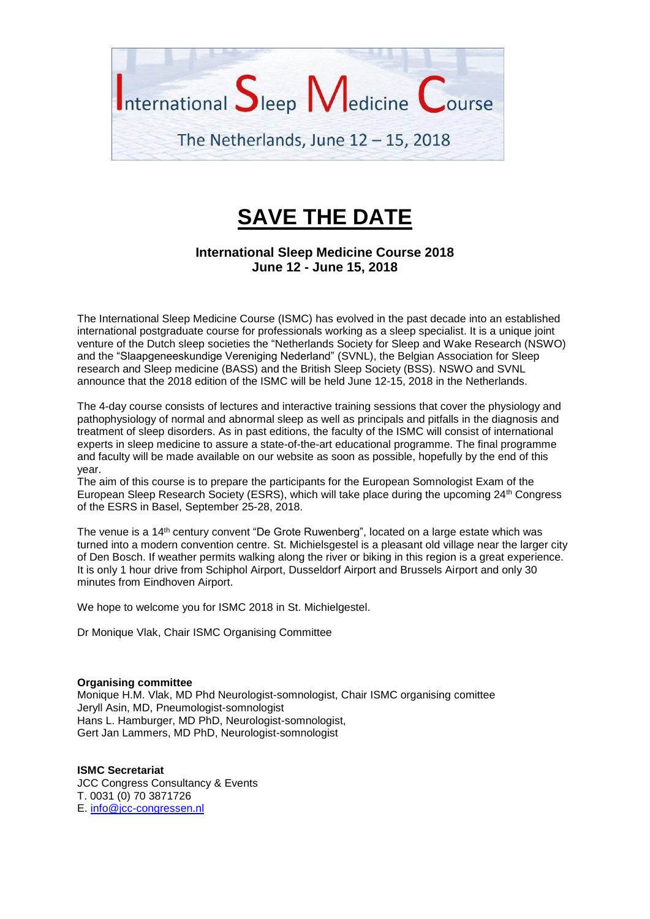International Sleep Medicine Course

The Netherlands, June 12 – 15, 2018

# SAVE THE DATE

**International Sleep Medicine Course 2018**
**June 12 - June 15, 2018**

The International Sleep Medicine Course (ISMC) has evolved in the past decade into an established international postgraduate course for professionals working as a sleep specialist. It is a unique joint venture of the Dutch sleep societies the "Netherlands Society for Sleep and Wake Research (NSWO) and the "Slaapgeneeskundige Vereniging Nederland" (SVNL), the Belgian Association for Sleep research and Sleep medicine (BASS) and the British Sleep Society (BSS). NSWO and SVNL announce that the 2018 edition of the ISMC will be held June 12-15, 2018 in the Netherlands.

The 4-day course consists of lectures and interactive training sessions that cover the physiology and pathophysiology of normal and abnormal sleep as well as principals and pitfalls in the diagnosis and treatment of sleep disorders. As in past editions, the faculty of the ISMC will consist of international experts in sleep medicine to assure a state-of-the-art educational programme. The final programme and faculty will be made available on our website as soon as possible, hopefully by the end of this year.
The aim of this course is to prepare the participants for the European Somnologist Exam of the European Sleep Research Society (ESRS), which will take place during the upcoming 24th Congress of the ESRS in Basel, September 25-28, 2018.

The venue is a 14th century convent "De Grote Ruwenberg", located on a large estate which was turned into a modern convention centre. St. Michielsgestel is a pleasant old village near the larger city of Den Bosch. If weather permits walking along the river or biking in this region is a great experience. It is only 1 hour drive from Schiphol Airport, Dusseldorf Airport and Brussels Airport and only 30 minutes from Eindhoven Airport.

We hope to welcome you for ISMC 2018 in St. Michielgestel.

Dr Monique Vlak, Chair ISMC Organising Committee

**Organising committee**
Monique H.M. Vlak, MD Phd Neurologist-somnologist, Chair ISMC organising comittee
Jeryll Asin, MD, Pneumologist-somnologist
Hans L. Hamburger, MD PhD, Neurologist-somnologist,
Gert Jan Lammers, MD PhD, Neurologist-somnologist

**ISMC Secretariat**
JCC Congress Consultancy & Events
T. 0031 (0) 70 3871726
E. info@jcc-congressen.nl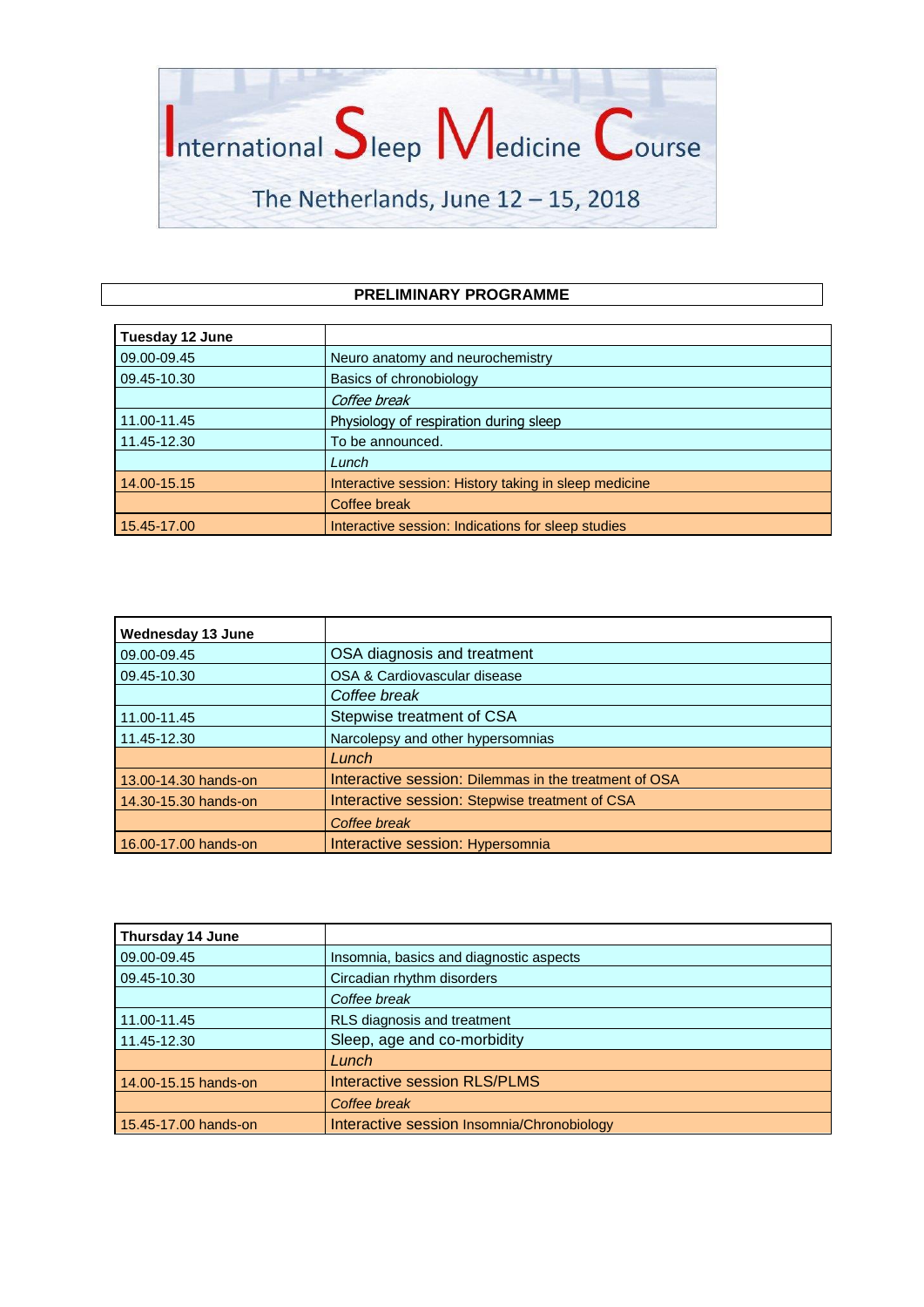# International Sleep Medicine Course

The Netherlands, June 12 – 15, 2018

## PRELIMINARY PROGRAMME

| **Tuesday 12 June** | |
|---|---|
| 09.00-09.45 | Neuro anatomy and neurochemistry |
| 09.45-10.30 | Basics of chronobiology |
| | *Coffee break* |
| 11.00-11.45 | Physiology of respiration during sleep |
| 11.45-12.30 | To be announced. |
| | *Lunch* |
| 14.00-15.15 | Interactive session: History taking in sleep medicine |
| | Coffee break |
| 15.45-17.00 | Interactive session: Indications for sleep studies |

| **Wednesday 13 June** | |
|---|---|
| 09.00-09.45 | OSA diagnosis and treatment |
| 09.45-10.30 | OSA & Cardiovascular disease |
| | *Coffee break* |
| 11.00-11.45 | Stepwise treatment of CSA |
| 11.45-12.30 | Narcolepsy and other hypersomnias |
| | *Lunch* |
| 13.00-14.30 hands-on | Interactive session: Dilemmas in the treatment of OSA |
| 14.30-15.30 hands-on | Interactive session: Stepwise treatment of CSA |
| | *Coffee break* |
| 16.00-17.00 hands-on | Interactive session: Hypersomnia |

| **Thursday 14 June** | |
|---|---|
| 09.00-09.45 | Insomnia, basics and diagnostic aspects |
| 09.45-10.30 | Circadian rhythm disorders |
| | *Coffee break* |
| 11.00-11.45 | RLS diagnosis and treatment |
| 11.45-12.30 | Sleep, age and co-morbidity |
| | *Lunch* |
| 14.00-15.15 hands-on | Interactive session RLS/PLMS |
| | *Coffee break* |
| 15.45-17.00 hands-on | Interactive session Insomnia/Chronobiology |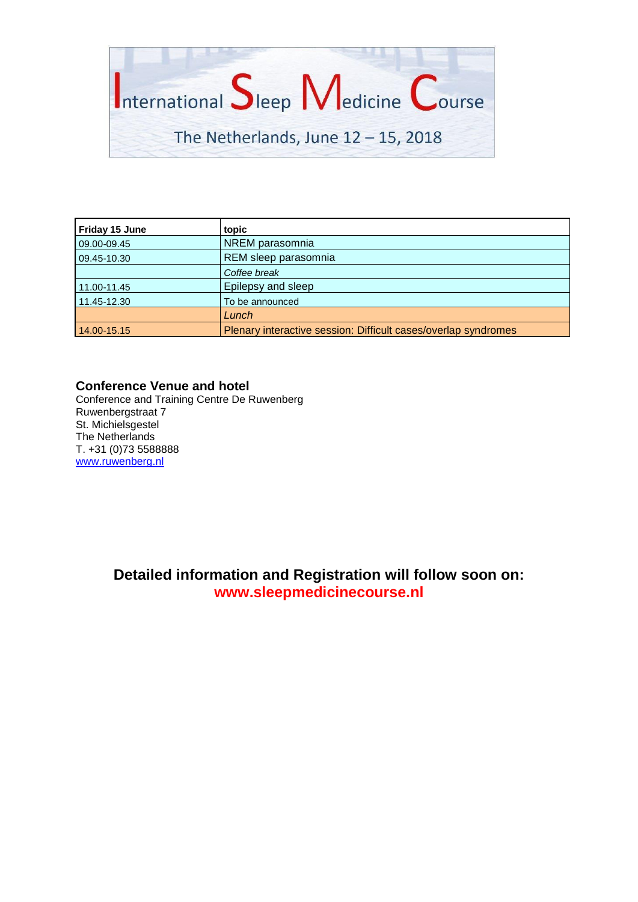# International Sleep Medicine Course

The Netherlands, June 12 – 15, 2018

| Friday 15 June | topic |
|---|---|
| 09.00-09.45 | NREM parasomnia |
| 09.45-10.30 | REM sleep parasomnia |
| | *Coffee break* |
| 11.00-11.45 | Epilepsy and sleep |
| 11.45-12.30 | To be announced |
| | *Lunch* |
| 14.00-15.15 | Plenary interactive session: Difficult cases/overlap syndromes |

**Conference Venue and hotel**

Conference and Training Centre De Ruwenberg
Ruwenbergstraat 7
St. Michielsgestel
The Netherlands
T. +31 (0)73 5588888
www.ruwenberg.nl

**Detailed information and Registration will follow soon on:**
**www.sleepmedicinecourse.nl**